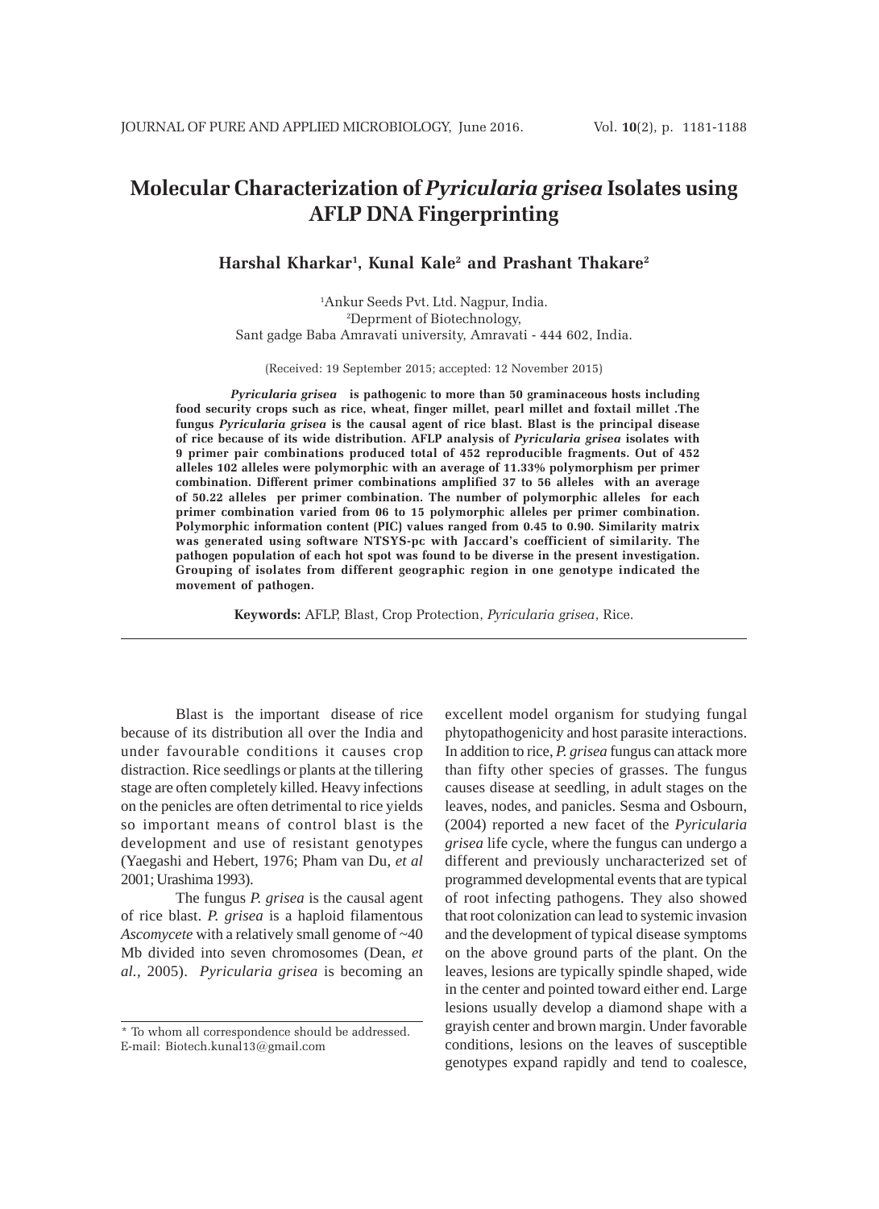# Molecular Characterization of *Pyricularia grisea* Isolates using AFLP DNA Fingerprinting

**Harshal Kharkar[1], Kunal Kale[2] and Prashant Thakare[2]**

[1]Ankur Seeds Pvt. Ltd. Nagpur, India.
[2]Deprment of Biotechnology,
Sant gadge Baba Amravati university, Amravati - 444 602, India.

(Received: 19 September 2015; accepted: 12 November 2015)

***Pyricularia grisea* is pathogenic to more than 50 graminaceous hosts including food security crops such as rice, wheat, finger millet, pearl millet and foxtail millet .The fungus *Pyricularia grisea* is the causal agent of rice blast. Blast is the principal disease of rice because of its wide distribution. AFLP analysis of *Pyricularia grisea* isolates with 9 primer pair combinations produced total of 452 reproducible fragments. Out of 452 alleles 102 alleles were polymorphic with an average of 11.33% polymorphism per primer combination. Different primer combinations amplified 37 to 56 alleles with an average of 50.22 alleles per primer combination. The number of polymorphic alleles for each primer combination varied from 06 to 15 polymorphic alleles per primer combination. Polymorphic information content (PIC) values ranged from 0.45 to 0.90. Similarity matrix was generated using software NTSYS-pc with Jaccard's coefficient of similarity. The pathogen population of each hot spot was found to be diverse in the present investigation. Grouping of isolates from different geographic region in one genotype indicated the movement of pathogen.**

**Keywords:** AFLP, Blast, Crop Protection, *Pyricularia grisea*, Rice.

---

Blast is the important disease of rice because of its distribution all over the India and under favourable conditions it causes crop distraction. Rice seedlings or plants at the tillering stage are often completely killed. Heavy infections on the penicles are often detrimental to rice yields so important means of control blast is the development and use of resistant genotypes (Yaegashi and Hebert, 1976; Pham van Du, *et al* 2001; Urashima 1993).

The fungus *P. grisea* is the causal agent of rice blast. *P. grisea* is a haploid filamentous *Ascomycete* with a relatively small genome of ~40 Mb divided into seven chromosomes (Dean, *et al.*, 2005). *Pyricularia grisea* is becoming an excellent model organism for studying fungal phytopathogenicity and host parasite interactions. In addition to rice, *P. grisea* fungus can attack more than fifty other species of grasses. The fungus causes disease at seedling, in adult stages on the leaves, nodes, and panicles. Sesma and Osbourn, (2004) reported a new facet of the *Pyricularia grisea* life cycle, where the fungus can undergo a different and previously uncharacterized set of programmed developmental events that are typical of root infecting pathogens. They also showed that root colonization can lead to systemic invasion and the development of typical disease symptoms on the above ground parts of the plant. On the leaves, lesions are typically spindle shaped, wide in the center and pointed toward either end. Large lesions usually develop a diamond shape with a grayish center and brown margin. Under favorable conditions, lesions on the leaves of susceptible genotypes expand rapidly and tend to coalesce,

---

* To whom all correspondence should be addressed.
E-mail: Biotech.kunal13@gmail.com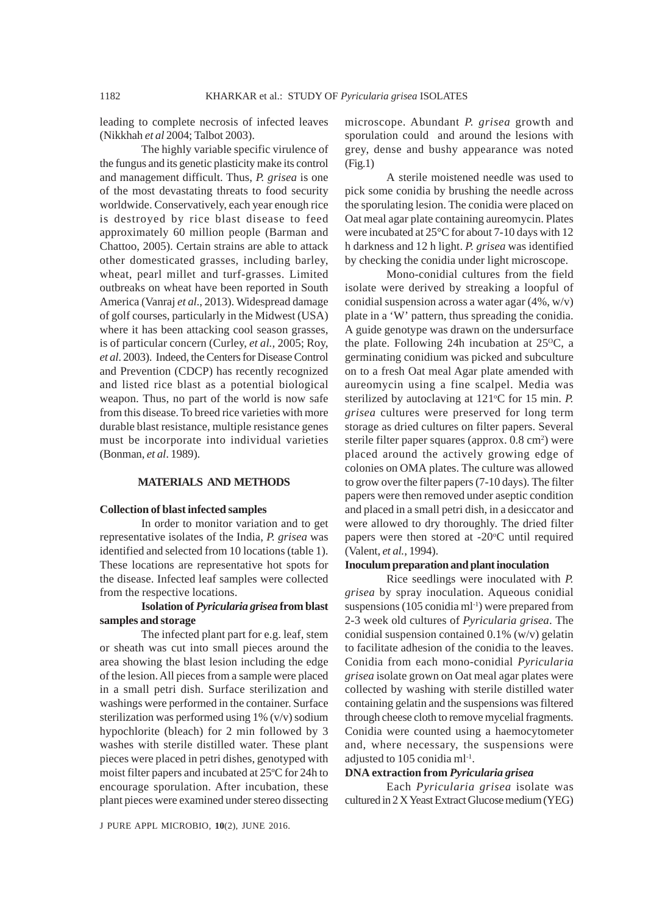leading to complete necrosis of infected leaves (Nikkhah *et al* 2004; Talbot 2003).

The highly variable specific virulence of the fungus and its genetic plasticity make its control and management difficult. Thus, *P. grisea* is one of the most devastating threats to food security worldwide. Conservatively, each year enough rice is destroyed by rice blast disease to feed approximately 60 million people (Barman and Chattoo, 2005). Certain strains are able to attack other domesticated grasses, including barley, wheat, pearl millet and turf-grasses. Limited outbreaks on wheat have been reported in South America (Vanraj *et al*., 2013). Widespread damage of golf courses, particularly in the Midwest (USA) where it has been attacking cool season grasses, is of particular concern (Curley, *et al.*, 2005; Roy, *et al*. 2003). Indeed, the Centers for Disease Control and Prevention (CDCP) has recently recognized and listed rice blast as a potential biological weapon. Thus, no part of the world is now safe from this disease. To breed rice varieties with more durable blast resistance, multiple resistance genes must be incorporate into individual varieties (Bonman, *et al*. 1989).

## MATERIALS AND METHODS

### Collection of blast infected samples

In order to monitor variation and to get representative isolates of the India, *P. grisea* was identified and selected from 10 locations (table 1). These locations are representative hot spots for the disease. Infected leaf samples were collected from the respective locations.

### Isolation of *Pyricularia grisea* from blast samples and storage

The infected plant part for e.g. leaf, stem or sheath was cut into small pieces around the area showing the blast lesion including the edge of the lesion. All pieces from a sample were placed in a small petri dish. Surface sterilization and washings were performed in the container. Surface sterilization was performed using 1% (v/v) sodium hypochlorite (bleach) for 2 min followed by 3 washes with sterile distilled water. These plant pieces were placed in petri dishes, genotyped with moist filter papers and incubated at 25°C for 24h to encourage sporulation. After incubation, these plant pieces were examined under stereo dissecting microscope. Abundant *P. grisea* growth and sporulation could and around the lesions with grey, dense and bushy appearance was noted (Fig.1)

A sterile moistened needle was used to pick some conidia by brushing the needle across the sporulating lesion. The conidia were placed on Oat meal agar plate containing aureomycin. Plates were incubated at 25°C for about 7-10 days with 12 h darkness and 12 h light. *P. grisea* was identified by checking the conidia under light microscope.

Mono-conidial cultures from the field isolate were derived by streaking a loopful of conidial suspension across a water agar (4%, w/v) plate in a 'W' pattern, thus spreading the conidia. A guide genotype was drawn on the undersurface the plate. Following 24h incubation at 25°C, a germinating conidium was picked and subculture on to a fresh Oat meal Agar plate amended with aureomycin using a fine scalpel. Media was sterilized by autoclaving at 121°C for 15 min. *P. grisea* cultures were preserved for long term storage as dried cultures on filter papers. Several sterile filter paper squares (approx. 0.8 $cm^2$) were placed around the actively growing edge of colonies on OMA plates. The culture was allowed to grow over the filter papers (7-10 days). The filter papers were then removed under aseptic condition and placed in a small petri dish, in a desiccator and were allowed to dry thoroughly. The dried filter papers were then stored at -20°C until required (Valent, *et al.*, 1994).

### Inoculum preparation and plant inoculation

Rice seedlings were inoculated with *P. grisea* by spray inoculation. Aqueous conidial suspensions (105 conidia $ml^{-1}$) were prepared from 2-3 week old cultures of *Pyricularia grisea*. The conidial suspension contained 0.1% (w/v) gelatin to facilitate adhesion of the conidia to the leaves. Conidia from each mono-conidial *Pyricularia grisea* isolate grown on Oat meal agar plates were collected by washing with sterile distilled water containing gelatin and the suspensions was filtered through cheese cloth to remove mycelial fragments. Conidia were counted using a haemocytometer and, where necessary, the suspensions were adjusted to 105 conidia $ml^{-1}$.

### DNA extraction from *Pyricularia grisea*

Each *Pyricularia grisea* isolate was cultured in 2 X Yeast Extract Glucose medium (YEG)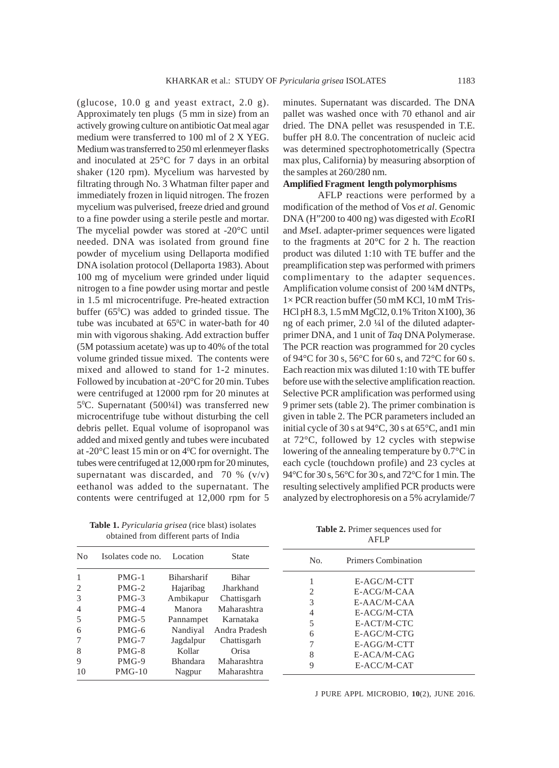(glucose, 10.0 g and yeast extract, 2.0 g). Approximately ten plugs (5 mm in size) from an actively growing culture on antibiotic Oat meal agar medium were transferred to 100 ml of 2 X YEG. Medium was transferred to 250 ml erlenmeyer flasks and inoculated at 25°C for 7 days in an orbital shaker (120 rpm). Mycelium was harvested by filtrating through No. 3 Whatman filter paper and immediately frozen in liquid nitrogen. The frozen mycelium was pulverised, freeze dried and ground to a fine powder using a sterile pestle and mortar. The mycelial powder was stored at -20°C until needed. DNA was isolated from ground fine powder of mycelium using Dellaporta modified DNA isolation protocol (Dellaporta 1983). About 100 mg of mycelium were grinded under liquid nitrogen to a fine powder using mortar and pestle in 1.5 ml microcentrifuge. Pre-heated extraction buffer (65$^0$C) was added to grinded tissue. The tube was incubated at 65$^0$C in water-bath for 40 min with vigorous shaking. Add extraction buffer (5M potassium acetate) was up to 40% of the total volume grinded tissue mixed. The contents were mixed and allowed to stand for 1-2 minutes. Followed by incubation at -20°C for 20 min. Tubes were centrifuged at 12000 rpm for 20 minutes at 5$^0$C. Supernatant (500¼l) was transferred new microcentrifuge tube without disturbing the cell debris pellet. Equal volume of isopropanol was added and mixed gently and tubes were incubated at -20°C least 15 min or on 4$^0$C for overnight. The tubes were centrifuged at 12,000 rpm for 20 minutes, supernatant was discarded, and 70 % (v/v) eethanol was added to the supernatant. The contents were centrifuged at 12,000 rpm for 5 minutes. Supernatant was discarded. The DNA pallet was washed once with 70 ethanol and air dried. The DNA pellet was resuspended in T.E. buffer pH 8.0. The concentration of nucleic acid was determined spectrophotometrically (Spectra max plus, California) by measuring absorption of the samples at 260/280 nm.

**Amplified Fragment length polymorphisms**

AFLP reactions were performed by a modification of the method of Vos *et al*. Genomic DNA (H"200 to 400 ng) was digested with *Eco*RI and *Mse*I. adapter-primer sequences were ligated to the fragments at 20°C for 2 h. The reaction product was diluted 1:10 with TE buffer and the preamplification step was performed with primers complimentary to the adapter sequences. Amplification volume consist of 200 ¼M dNTPs, 1× PCR reaction buffer (50 mM KCl, 10 mM Tris-HCl pH 8.3, 1.5 mM $MgCl_2$, 0.1% Triton X100), 36 ng of each primer, 2.0 ¼l of the diluted adapter-primer DNA, and 1 unit of *Taq* DNA Polymerase. The PCR reaction was programmed for 20 cycles of 94°C for 30 s, 56°C for 60 s, and 72°C for 60 s. Each reaction mix was diluted 1:10 with TE buffer before use with the selective amplification reaction. Selective PCR amplification was performed using 9 primer sets (table 2). The primer combination is given in table 2. The PCR parameters included an initial cycle of 30 s at 94°C, 30 s at 65°C, and1 min at 72°C, followed by 12 cycles with stepwise lowering of the annealing temperature by 0.7°C in each cycle (touchdown profile) and 23 cycles at 94°C for 30 s, 56°C for 30 s, and 72°C for 1 min. The resulting selectively amplified PCR products were analyzed by electrophoresis on a 5% acrylamide/7

**Table 1.** *Pyricularia grisea* (rice blast) isolates obtained from different parts of India

| No | Isolates code no. | Location | State |
|---|---|---|---|
| 1 | PMG-1 | Biharsharif | Bihar |
| 2 | PMG-2 | Hajaribag | Jharkhand |
| 3 | PMG-3 | Ambikapur | Chattisgarh |
| 4 | PMG-4 | Manora | Maharashtra |
| 5 | PMG-5 | Pannampet | Karnataka |
| 6 | PMG-6 | Nandiyal | Andra Pradesh |
| 7 | PMG-7 | Jagdalpur | Chattisgarh |
| 8 | PMG-8 | Kollar | Orisa |
| 9 | PMG-9 | Bhandara | Maharashtra |
| 10 | PMG-10 | Nagpur | Maharashtra |

**Table 2.** Primer sequences used for AFLP

| No. | Primers Combination |
|---|---|
| 1 | E-AGC/M-CTT |
| 2 | E-ACG/M-CAA |
| 3 | E-AAC/M-CAA |
| 4 | E-ACG/M-CTA |
| 5 | E-ACT/M-CTC |
| 6 | E-AGC/M-CTG |
| 7 | E-AGG/M-CTT |
| 8 | E-ACA/M-CAG |
| 9 | E-ACC/M-CAT |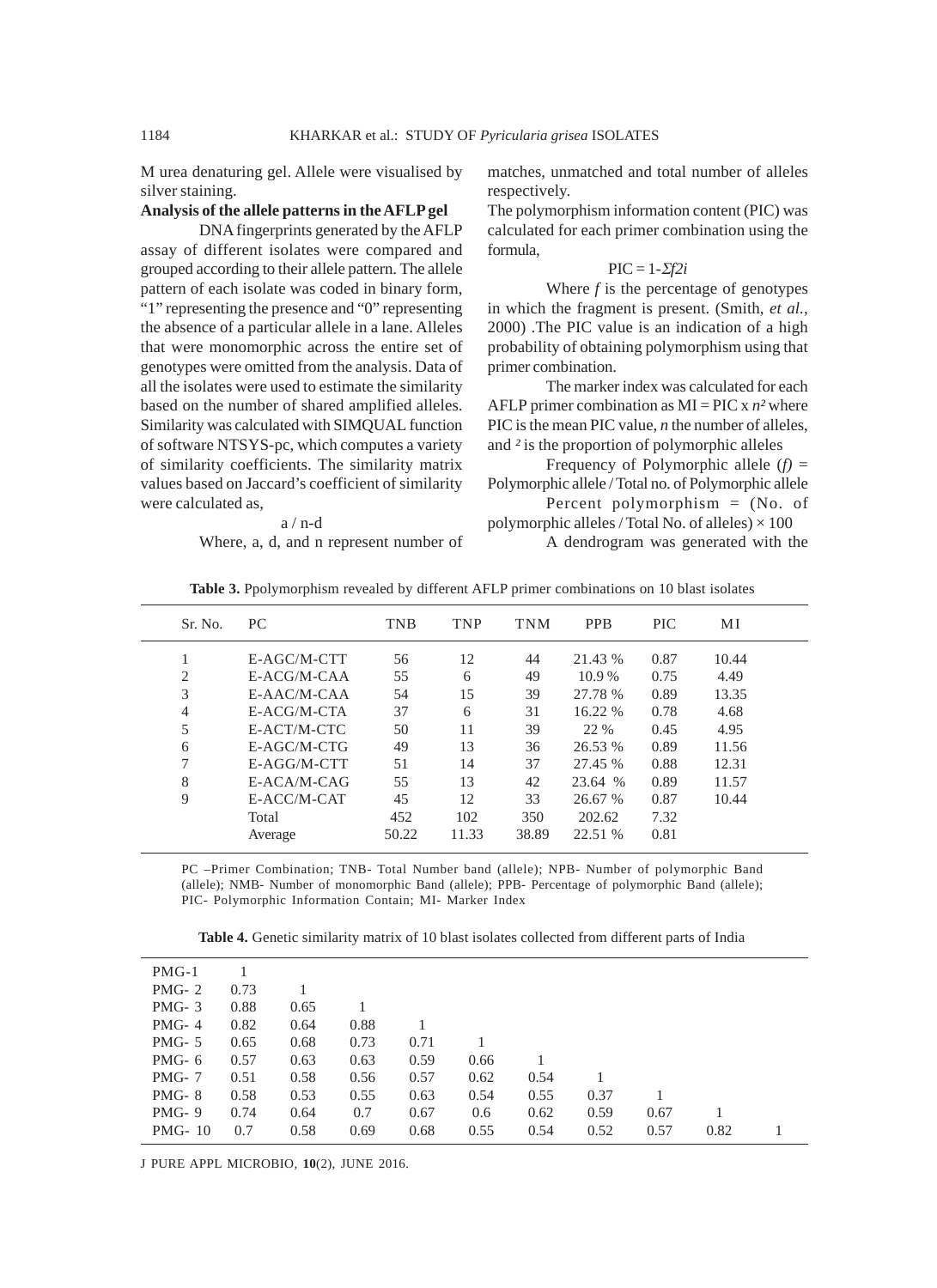M urea denaturing gel. Allele were visualised by silver staining.

**Analysis of the allele patterns in the AFLP gel**

DNA fingerprints generated by the AFLP assay of different isolates were compared and grouped according to their allele pattern. The allele pattern of each isolate was coded in binary form, "1" representing the presence and "0" representing the absence of a particular allele in a lane. Alleles that were monomorphic across the entire set of genotypes were omitted from the analysis. Data of all the isolates were used to estimate the similarity based on the number of shared amplified alleles. Similarity was calculated with SIMQUAL function of software NTSYS-pc, which computes a variety of similarity coefficients. The similarity matrix values based on Jaccard's coefficient of similarity were calculated as,

$$a / n\text{-}d$$

Where, a, d, and n represent number of matches, unmatched and total number of alleles respectively.

The polymorphism information content (PIC) was calculated for each primer combination using the formula,

$$\text{PIC} = 1\text{-}\Sigma f2i$$

Where *f* is the percentage of genotypes in which the fragment is present. (Smith, *et al.*, 2000) .The PIC value is an indication of a high probability of obtaining polymorphism using that primer combination.

The marker index was calculated for each AFLP primer combination as MI = PIC x $n^2$ where PIC is the mean PIC value, *n* the number of alleles, and $^2$ is the proportion of polymorphic alleles

Frequency of Polymorphic allele (*f*) = Polymorphic allele / Total no. of Polymorphic allele

Percent polymorphism = (No. of polymorphic alleles / Total No. of alleles) × 100

A dendrogram was generated with the

**Table 3.** Ppolymorphism revealed by different AFLP primer combinations on 10 blast isolates

| Sr. No. | PC | TNB | TNP | TNM | PPB | PIC | MI |
|---|---|---|---|---|---|---|---|
| 1 | E-AGC/M-CTT | 56 | 12 | 44 | 21.43 % | 0.87 | 10.44 |
| 2 | E-ACG/M-CAA | 55 | 6 | 49 | 10.9 % | 0.75 | 4.49 |
| 3 | E-AAC/M-CAA | 54 | 15 | 39 | 27.78 % | 0.89 | 13.35 |
| 4 | E-ACG/M-CTA | 37 | 6 | 31 | 16.22 % | 0.78 | 4.68 |
| 5 | E-ACT/M-CTC | 50 | 11 | 39 | 22 % | 0.45 | 4.95 |
| 6 | E-AGC/M-CTG | 49 | 13 | 36 | 26.53 % | 0.89 | 11.56 |
| 7 | E-AGG/M-CTT | 51 | 14 | 37 | 27.45 % | 0.88 | 12.31 |
| 8 | E-ACA/M-CAG | 55 | 13 | 42 | 23.64 % | 0.89 | 11.57 |
| 9 | E-ACC/M-CAT | 45 | 12 | 33 | 26.67 % | 0.87 | 10.44 |
| | Total | 452 | 102 | 350 | 202.62 | 7.32 | |
| | Average | 50.22 | 11.33 | 38.89 | 22.51 % | 0.81 | |

PC –Primer Combination; TNB- Total Number band (allele); NPB- Number of polymorphic Band (allele); NMB- Number of monomorphic Band (allele); PPB- Percentage of polymorphic Band (allele); PIC- Polymorphic Information Contain; MI- Marker Index

**Table 4.** Genetic similarity matrix of 10 blast isolates collected from different parts of India

| | | | | | | | | | | |
|---|---|---|---|---|---|---|---|---|---|---|
| PMG-1 | 1 | | | | | | | | | |
| PMG- 2 | 0.73 | 1 | | | | | | | | |
| PMG- 3 | 0.88 | 0.65 | 1 | | | | | | | |
| PMG- 4 | 0.82 | 0.64 | 0.88 | 1 | | | | | | |
| PMG- 5 | 0.65 | 0.68 | 0.73 | 0.71 | 1 | | | | | |
| PMG- 6 | 0.57 | 0.63 | 0.63 | 0.59 | 0.66 | 1 | | | | |
| PMG- 7 | 0.51 | 0.58 | 0.56 | 0.57 | 0.62 | 0.54 | 1 | | | |
| PMG- 8 | 0.58 | 0.53 | 0.55 | 0.63 | 0.54 | 0.55 | 0.37 | 1 | | |
| PMG- 9 | 0.74 | 0.64 | 0.7 | 0.67 | 0.6 | 0.62 | 0.59 | 0.67 | 1 | |
| PMG- 10 | 0.7 | 0.58 | 0.69 | 0.68 | 0.55 | 0.54 | 0.52 | 0.57 | 0.82 | 1 |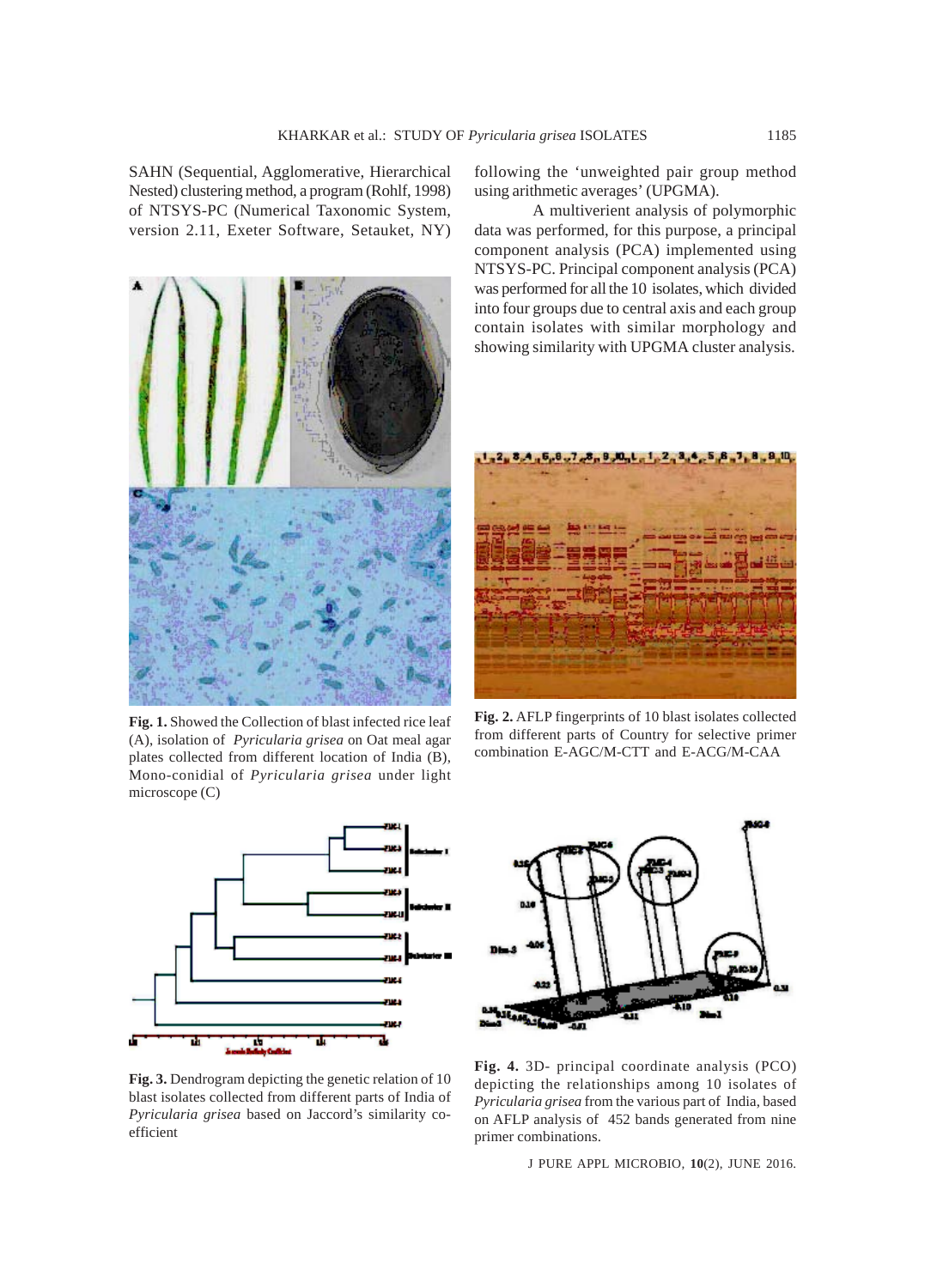SAHN (Sequential, Agglomerative, Hierarchical Nested) clustering method, a program (Rohlf, 1998) of NTSYS-PC (Numerical Taxonomic System, version 2.11, Exeter Software, Setauket, NY) following the 'unweighted pair group method using arithmetic averages' (UPGMA).

A multiverient analysis of polymorphic data was performed, for this purpose, a principal component analysis (PCA) implemented using NTSYS-PC. Principal component analysis (PCA) was performed for all the 10 isolates, which divided into four groups due to central axis and each group contain isolates with similar morphology and showing similarity with UPGMA cluster analysis.

**Fig. 1.** Showed the Collection of blast infected rice leaf (A), isolation of *Pyricularia grisea* on Oat meal agar plates collected from different location of India (B), Mono-conidial of *Pyricularia grisea* under light microscope (C)

**Fig. 2.** AFLP fingerprints of 10 blast isolates collected from different parts of Country for selective primer combination E-AGC/M-CTT and E-ACG/M-CAA

**Fig. 3.** Dendrogram depicting the genetic relation of 10 blast isolates collected from different parts of India of *Pyricularia grisea* based on Jaccord's similarity co-efficient

**Fig. 4.** 3D- principal coordinate analysis (PCO) depicting the relationships among 10 isolates of *Pyricularia grisea* from the various part of India, based on AFLP analysis of 452 bands generated from nine primer combinations.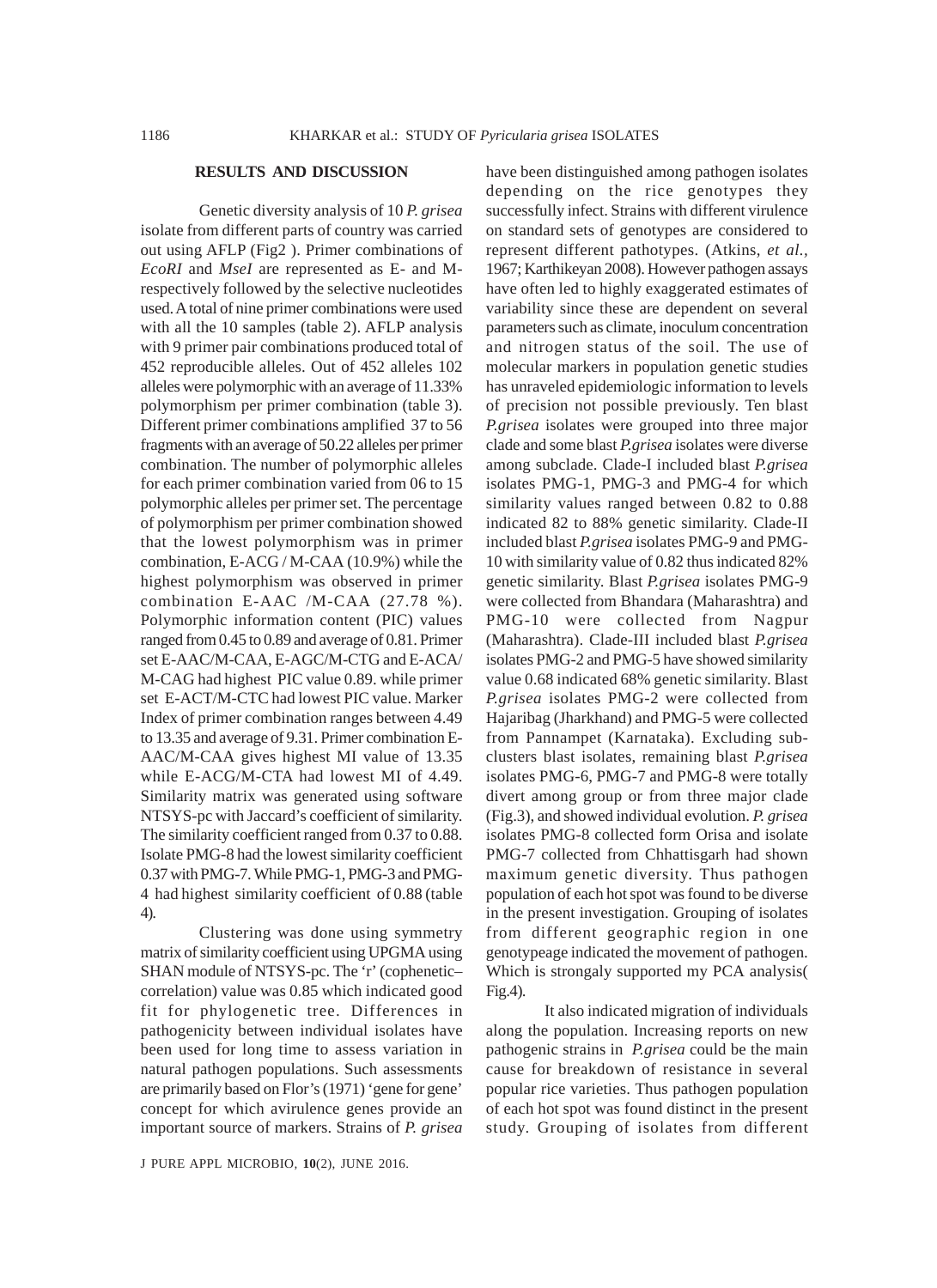## RESULTS AND DISCUSSION

Genetic diversity analysis of 10 *P. grisea* isolate from different parts of country was carried out using AFLP (Fig2 ). Primer combinations of *EcoRI* and *MseI* are represented as E- and M-respectively followed by the selective nucleotides used. A total of nine primer combinations were used with all the 10 samples (table 2). AFLP analysis with 9 primer pair combinations produced total of 452 reproducible alleles. Out of 452 alleles 102 alleles were polymorphic with an average of 11.33% polymorphism per primer combination (table 3). Different primer combinations amplified 37 to 56 fragments with an average of 50.22 alleles per primer combination. The number of polymorphic alleles for each primer combination varied from 06 to 15 polymorphic alleles per primer set. The percentage of polymorphism per primer combination showed that the lowest polymorphism was in primer combination, E-ACG / M-CAA (10.9%) while the highest polymorphism was observed in primer combination E-AAC /M-CAA (27.78 %). Polymorphic information content (PIC) values ranged from 0.45 to 0.89 and average of 0.81. Primer set E-AAC/M-CAA, E-AGC/M-CTG and E-ACA/ M-CAG had highest PIC value 0.89. while primer set E-ACT/M-CTC had lowest PIC value. Marker Index of primer combination ranges between 4.49 to 13.35 and average of 9.31. Primer combination E-AAC/M-CAA gives highest MI value of 13.35 while E-ACG/M-CTA had lowest MI of 4.49. Similarity matrix was generated using software NTSYS-pc with Jaccard's coefficient of similarity. The similarity coefficient ranged from 0.37 to 0.88. Isolate PMG-8 had the lowest similarity coefficient 0.37 with PMG-7. While PMG-1, PMG-3 and PMG-4 had highest similarity coefficient of 0.88 (table 4).

Clustering was done using symmetry matrix of similarity coefficient using UPGMA using SHAN module of NTSYS-pc. The 'r' (cophenetic–correlation) value was 0.85 which indicated good fit for phylogenetic tree. Differences in pathogenicity between individual isolates have been used for long time to assess variation in natural pathogen populations. Such assessments are primarily based on Flor's (1971) 'gene for gene' concept for which avirulence genes provide an important source of markers. Strains of *P. grisea* have been distinguished among pathogen isolates depending on the rice genotypes they successfully infect. Strains with different virulence on standard sets of genotypes are considered to represent different pathotypes. (Atkins, *et al.*, 1967; Karthikeyan 2008). However pathogen assays have often led to highly exaggerated estimates of variability since these are dependent on several parameters such as climate, inoculum concentration and nitrogen status of the soil. The use of molecular markers in population genetic studies has unraveled epidemiologic information to levels of precision not possible previously. Ten blast *P.grisea* isolates were grouped into three major clade and some blast *P.grisea* isolates were diverse among subclade. Clade-I included blast *P.grisea* isolates PMG-1, PMG-3 and PMG-4 for which similarity values ranged between 0.82 to 0.88 indicated 82 to 88% genetic similarity. Clade-II included blast *P.grisea* isolates PMG-9 and PMG-10 with similarity value of 0.82 thus indicated 82% genetic similarity. Blast *P.grisea* isolates PMG-9 were collected from Bhandara (Maharashtra) and PMG-10 were collected from Nagpur (Maharashtra). Clade-III included blast *P.grisea* isolates PMG-2 and PMG-5 have showed similarity value 0.68 indicated 68% genetic similarity. Blast *P.grisea* isolates PMG-2 were collected from Hajaribag (Jharkhand) and PMG-5 were collected from Pannampet (Karnataka). Excluding sub-clusters blast isolates, remaining blast *P.grisea* isolates PMG-6, PMG-7 and PMG-8 were totally divert among group or from three major clade (Fig.3), and showed individual evolution. *P. grisea* isolates PMG-8 collected form Orisa and isolate PMG-7 collected from Chhattisgarh had shown maximum genetic diversity. Thus pathogen population of each hot spot was found to be diverse in the present investigation. Grouping of isolates from different geographic region in one genotypeage indicated the movement of pathogen. Which is strongaly supported my PCA analysis( Fig.4).

It also indicated migration of individuals along the population. Increasing reports on new pathogenic strains in *P.grisea* could be the main cause for breakdown of resistance in several popular rice varieties. Thus pathogen population of each hot spot was found distinct in the present study. Grouping of isolates from different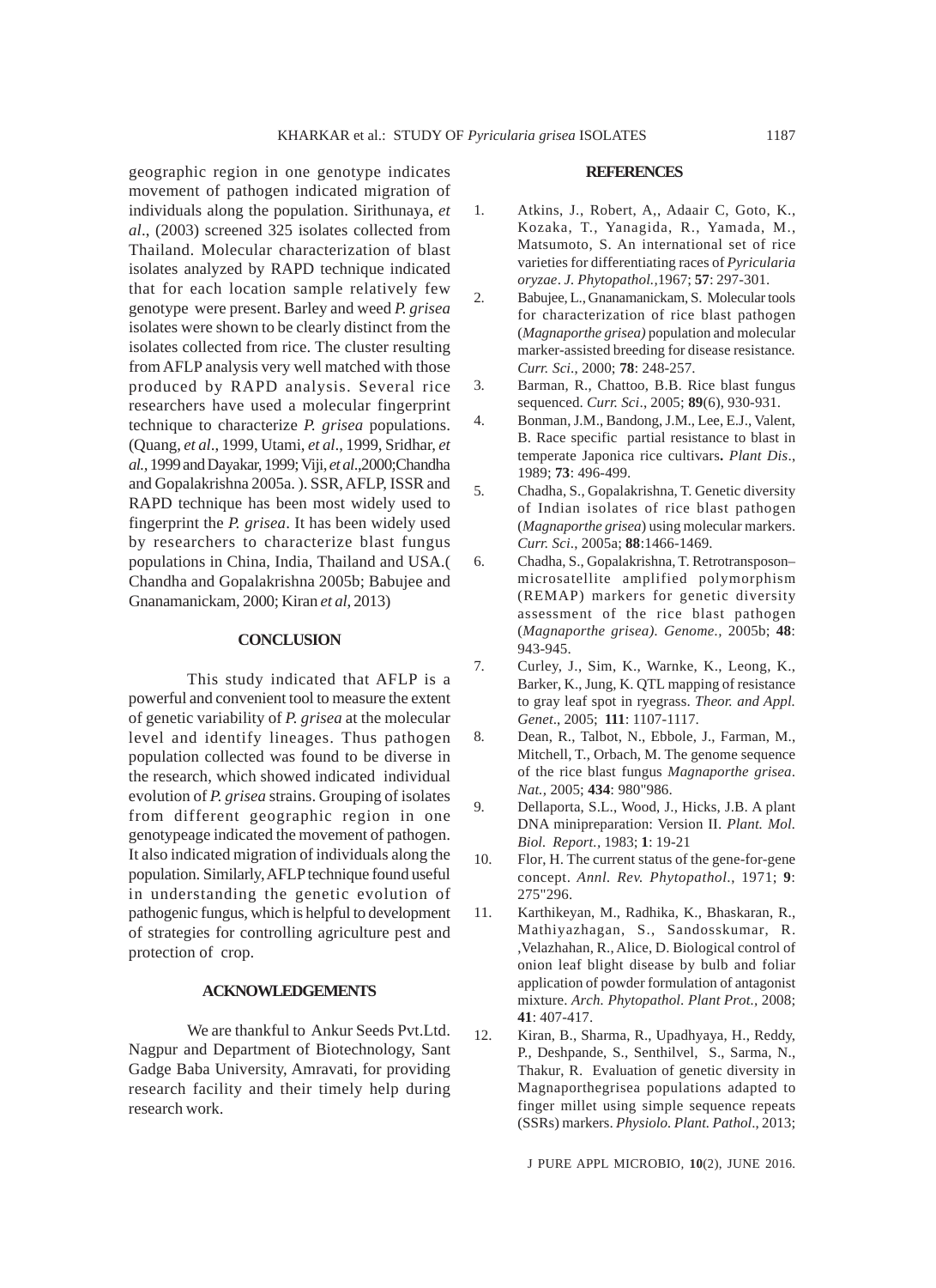geographic region in one genotype indicates movement of pathogen indicated migration of individuals along the population. Sirithunaya, *et al*., (2003) screened 325 isolates collected from Thailand. Molecular characterization of blast isolates analyzed by RAPD technique indicated that for each location sample relatively few genotype were present. Barley and weed *P. grisea* isolates were shown to be clearly distinct from the isolates collected from rice. The cluster resulting from AFLP analysis very well matched with those produced by RAPD analysis. Several rice researchers have used a molecular fingerprint technique to characterize *P. grisea* populations. (Quang, *et al*., 1999, Utami, *et al*., 1999, Sridhar, *et al.*, 1999 and Dayakar, 1999; Viji, *et al*.,2000;Chandha and Gopalakrishna 2005a. ). SSR, AFLP, ISSR and RAPD technique has been most widely used to fingerprint the *P. grisea*. It has been widely used by researchers to characterize blast fungus populations in China, India, Thailand and USA.( Chandha and Gopalakrishna 2005b; Babujee and Gnanamanickam, 2000; Kiran *et al*, 2013)

## CONCLUSION

This study indicated that AFLP is a powerful and convenient tool to measure the extent of genetic variability of *P. grisea* at the molecular level and identify lineages. Thus pathogen population collected was found to be diverse in the research, which showed indicated individual evolution of *P. grisea* strains. Grouping of isolates from different geographic region in one genotypeage indicated the movement of pathogen. It also indicated migration of individuals along the population. Similarly, AFLP technique found useful in understanding the genetic evolution of pathogenic fungus, which is helpful to development of strategies for controlling agriculture pest and protection of crop.

## ACKNOWLEDGEMENTS

We are thankful to Ankur Seeds Pvt.Ltd. Nagpur and Department of Biotechnology, Sant Gadge Baba University, Amravati, for providing research facility and their timely help during research work.

## REFERENCES

1. Atkins, J., Robert, A,, Adaair C, Goto, K., Kozaka, T., Yanagida, R., Yamada, M., Matsumoto, S. An international set of rice varieties for differentiating races of *Pyricularia oryzae*. *J. Phytopathol.*,1967; **57**: 297-301.
2. Babujee, L., Gnanamanickam, S. Molecular tools for characterization of rice blast pathogen (*Magnaporthe grisea)* population and molecular marker-assisted breeding for disease resistance. *Curr. Sci*., 2000; **78**: 248-257.
3. Barman, R., Chattoo, B.B. Rice blast fungus sequenced. *Curr. Sci*., 2005; **89**(6), 930-931.
4. Bonman, J.M., Bandong, J.M., Lee, E.J., Valent, B. Race specific partial resistance to blast in temperate Japonica rice cultivars**.** *Plant Dis*., 1989; **73**: 496-499.
5. Chadha, S., Gopalakrishna, T. Genetic diversity of Indian isolates of rice blast pathogen (*Magnaporthe grisea*) using molecular markers. *Curr. Sci*., 2005a; **88**:1466-1469.
6. Chadha, S., Gopalakrishna, T. Retrotransposon–microsatellite amplified polymorphism (REMAP) markers for genetic diversity assessment of the rice blast pathogen (*Magnaporthe grisea)*. *Genome.*, 2005b; **48**: 943-945.
7. Curley, J., Sim, K., Warnke, K., Leong, K., Barker, K., Jung, K. QTL mapping of resistance to gray leaf spot in ryegrass. *Theor. and Appl. Genet*., 2005; **111**: 1107-1117.
8. Dean, R., Talbot, N., Ebbole, J., Farman, M., Mitchell, T., Orbach, M. The genome sequence of the rice blast fungus *Magnaporthe grisea*. *Nat.*, 2005; **434**: 980"986.
9. Dellaporta, S.L., Wood, J., Hicks, J.B. A plant DNA minipreparation: Version II. *Plant. Mol. Biol. Report.*, 1983; **1**: 19-21
10. Flor, H. The current status of the gene-for-gene concept. *Annl. Rev. Phytopathol*., 1971; **9**: 275"296.
11. Karthikeyan, M., Radhika, K., Bhaskaran, R., Mathiyazhagan, S., Sandosskumar, R. ,Velazhahan, R., Alice, D. Biological control of onion leaf blight disease by bulb and foliar application of powder formulation of antagonist mixture. *Arch. Phytopathol. Plant Prot.*, 2008; **41**: 407-417.
12. Kiran, B., Sharma, R., Upadhyaya, H., Reddy, P., Deshpande, S., Senthilvel, S., Sarma, N., Thakur, R. Evaluation of genetic diversity in Magnaporthegrisea populations adapted to finger millet using simple sequence repeats (SSRs) markers. *Physiolo. Plant. Pathol*., 2013;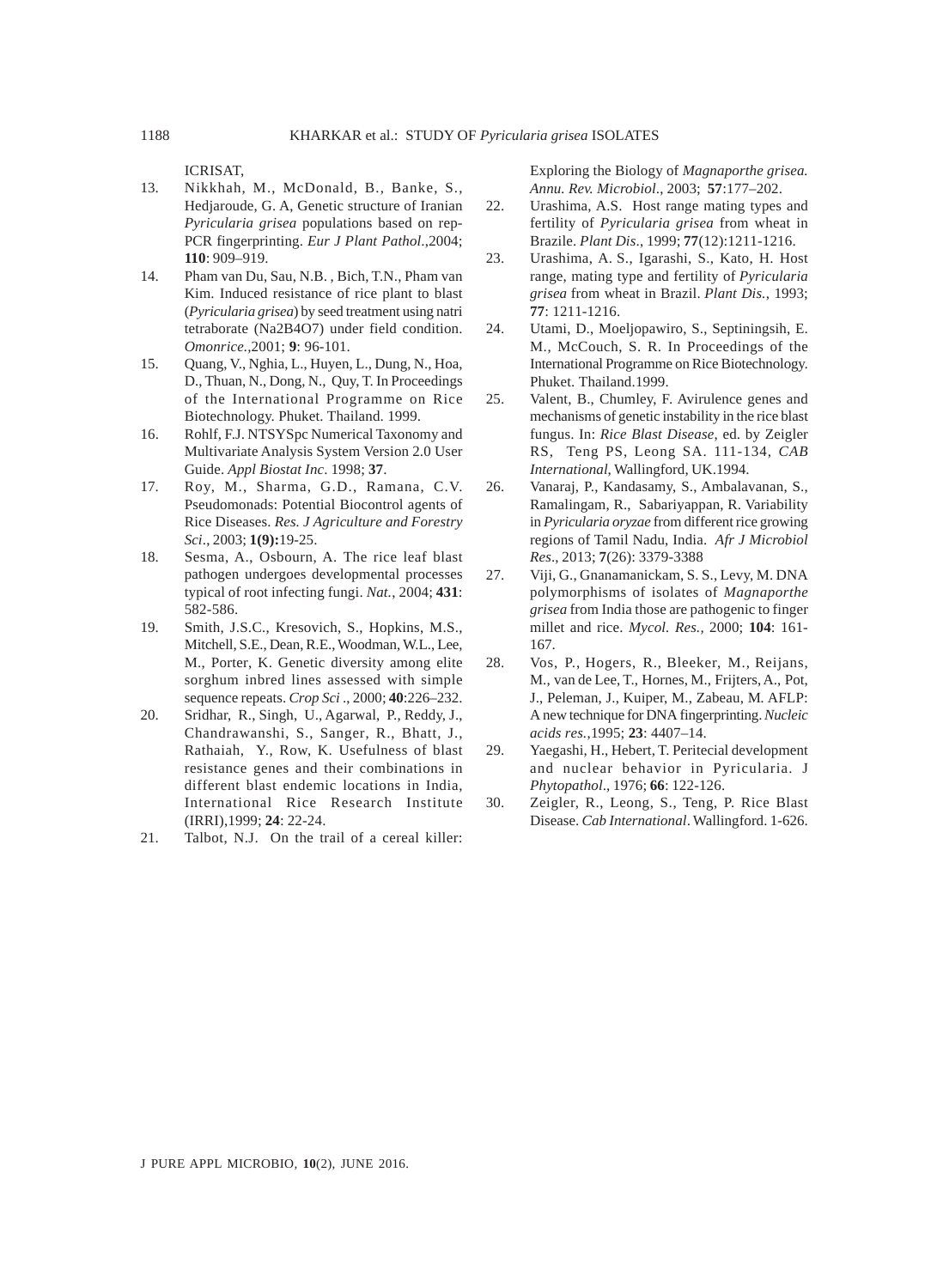ICRISAT,

13. Nikkhah, M., McDonald, B., Banke, S., Hedjaroude, G. A, Genetic structure of Iranian *Pyricularia grisea* populations based on rep-PCR fingerprinting. *Eur J Plant Pathol*.,2004; **110**: 909–919.
14. Pham van Du, Sau, N.B. , Bich, T.N., Pham van Kim. Induced resistance of rice plant to blast (*Pyricularia grisea*) by seed treatment using natri tetraborate (Na2B4O7) under field condition. *Omonrice.*,2001; **9**: 96-101.
15. Quang, V., Nghia, L., Huyen, L., Dung, N., Hoa, D., Thuan, N., Dong, N., Quy, T. In Proceedings of the International Programme on Rice Biotechnology. Phuket. Thailand. 1999.
16. Rohlf, F.J. NTSYSpc Numerical Taxonomy and Multivariate Analysis System Version 2.0 User Guide. *Appl Biostat Inc*. 1998; **37**.
17. Roy, M., Sharma, G.D., Ramana, C.V. Pseudomonads: Potential Biocontrol agents of Rice Diseases. *Res. J Agriculture and Forestry Sci*., 2003; **1(9):**19-25.
18. Sesma, A., Osbourn, A. The rice leaf blast pathogen undergoes developmental processes typical of root infecting fungi. *Nat.*, 2004; **431**: 582-586.
19. Smith, J.S.C., Kresovich, S., Hopkins, M.S., Mitchell, S.E., Dean, R.E., Woodman, W.L., Lee, M., Porter, K. Genetic diversity among elite sorghum inbred lines assessed with simple sequence repeats. *Crop Sci* ., 2000; **40**:226–232.
20. Sridhar, R., Singh, U., Agarwal, P., Reddy, J., Chandrawanshi, S., Sanger, R., Bhatt, J., Rathaiah, Y., Row, K. Usefulness of blast resistance genes and their combinations in different blast endemic locations in India, International Rice Research Institute (IRRI),1999; **24**: 22-24.
21. Talbot, N.J. On the trail of a cereal killer: Exploring the Biology of *Magnaporthe grisea. Annu. Rev. Microbiol.*, 2003; **57**:177–202.
22. Urashima, A.S. Host range mating types and fertility of *Pyricularia grisea* from wheat in Brazile. *Plant Dis*., 1999; **77**(12):1211-1216.
23. Urashima, A. S., Igarashi, S., Kato, H. Host range, mating type and fertility of *Pyricularia grisea* from wheat in Brazil. *Plant Dis.*, 1993; **77**: 1211-1216.
24. Utami, D., Moeljopawiro, S., Septiningsih, E. M., McCouch, S. R. In Proceedings of the International Programme on Rice Biotechnology. Phuket. Thailand.1999.
25. Valent, B., Chumley, F. Avirulence genes and mechanisms of genetic instability in the rice blast fungus. In: *Rice Blast Disease*, ed. by Zeigler RS, Teng PS, Leong SA. 111-134, *CAB International,* Wallingford, UK.1994.
26. Vanaraj, P., Kandasamy, S., Ambalavanan, S., Ramalingam, R., Sabariyappan, R. Variability in *Pyricularia oryzae* from different rice growing regions of Tamil Nadu, India. *Afr J Microbiol Res*., 2013; **7**(26): 3379-3388
27. Viji, G., Gnanamanickam, S. S., Levy, M. DNA polymorphisms of isolates of *Magnaporthe grisea* from India those are pathogenic to finger millet and rice. *Mycol. Res.*, 2000; **104**: 161-167.
28. Vos, P., Hogers, R., Bleeker, M., Reijans, M., van de Lee, T., Hornes, M., Frijters, A., Pot, J., Peleman, J., Kuiper, M., Zabeau, M. AFLP: A new technique for DNA fingerprinting. *Nucleic acids res.*,1995; **23**: 4407–14.
29. Yaegashi, H., Hebert, T. Peritecial development and nuclear behavior in Pyricularia. J *Phytopathol*., 1976; **66**: 122-126.
30. Zeigler, R., Leong, S., Teng, P. Rice Blast Disease. *Cab International*. Wallingford. 1-626.